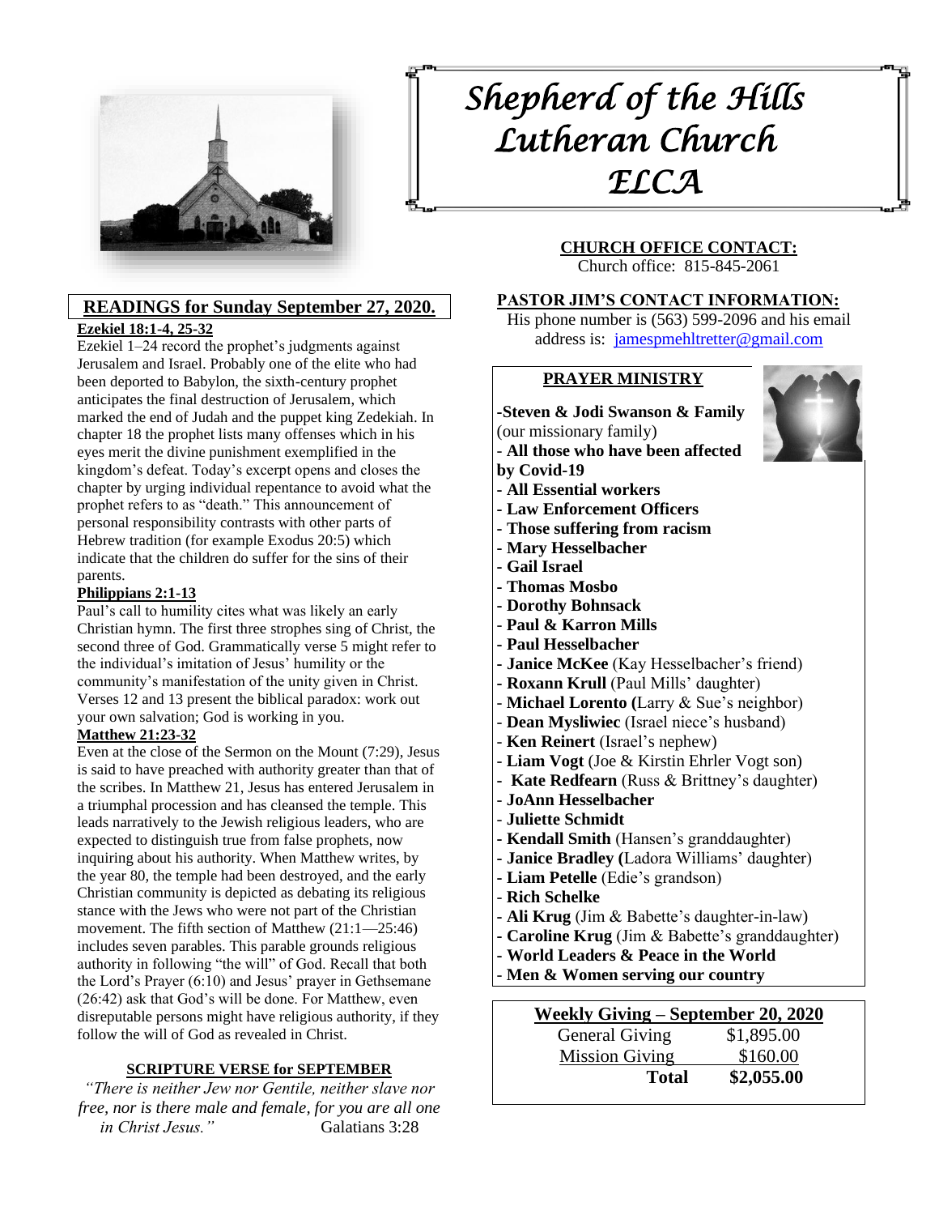# Shepherd of the Hills Lutheran Church ELCA

## READINGS for Sunday September 27, 2020.

**Ezekiel 18:1-4, 25-32**

Ezekiel 1–24 record the prophet's judgments against Jerusalem and Israel. Probably one of the elite who had been deported to Babylon, the sixth-century prophet anticipates the final destruction of Jerusalem, which marked the end of Judah and the puppet king Zedekiah. In chapter 18 the prophet lists many offenses which in his eyes merit the divine punishment exemplified in the kingdom's defeat. Today's excerpt opens and closes the chapter by urging individual repentance to avoid what the prophet refers to as "death." This announcement of personal responsibility contrasts with other parts of Hebrew tradition (for example Exodus 20:5) which indicate that the children do suffer for the sins of their parents.

**Philippians 2:1-13**

Paul's call to humility cites what was likely an early Christian hymn. The first three strophes sing of Christ, the second three of God. Grammatically verse 5 might refer to the individual's imitation of Jesus' humility or the community's manifestation of the unity given in Christ. Verses 12 and 13 present the biblical paradox: work out your own salvation; God is working in you.

**Matthew 21:23-32**

Even at the close of the Sermon on the Mount (7:29), Jesus is said to have preached with authority greater than that of the scribes. In Matthew 21, Jesus has entered Jerusalem in a triumphal procession and has cleansed the temple. This leads narratively to the Jewish religious leaders, who are expected to distinguish true from false prophets, now inquiring about his authority. When Matthew writes, by the year 80, the temple had been destroyed, and the early Christian community is depicted as debating its religious stance with the Jews who were not part of the Christian movement. The fifth section of Matthew (21:1—25:46) includes seven parables. This parable grounds religious authority in following "the will" of God. Recall that both the Lord's Prayer (6:10) and Jesus' prayer in Gethsemane (26:42) ask that God's will be done. For Matthew, even disreputable persons might have religious authority, if they follow the will of God as revealed in Christ.

### SCRIPTURE VERSE for SEPTEMBER

*"There is neither Jew nor Gentile, neither slave nor free, nor is there male and female, for you are all one in Christ Jesus."* Galatians 3:28

### CHURCH OFFICE CONTACT:

Church office: 815-845-2061

### PASTOR JIM'S CONTACT INFORMATION:

His phone number is (563) 599-2096 and his email address is: jamespmehltretter@gmail.com

### PRAYER MINISTRY

- **Steven & Jodi Swanson & Family** (our missionary family)
- **All those who have been affected by Covid-19**
- **All Essential workers**
- **Law Enforcement Officers**
- **Those suffering from racism**
- **Mary Hesselbacher**
- **Gail Israel**
- **Thomas Mosbo**
- **Dorothy Bohnsack**
- **Paul & Karron Mills**
- **Paul Hesselbacher**
- **Janice McKee** (Kay Hesselbacher's friend)
- **Roxann Krull** (Paul Mills' daughter)
- **Michael Lorento** (Larry & Sue's neighbor)
- **Dean Mysliwiec** (Israel niece's husband)
- **Ken Reinert** (Israel's nephew)
- **Liam Vogt** (Joe & Kirstin Ehrler Vogt son)
- **Kate Redfearn** (Russ & Brittney's daughter)
- **JoAnn Hesselbacher**
- **Juliette Schmidt**
- **Kendall Smith** (Hansen's granddaughter)
- **Janice Bradley** (Ladora Williams' daughter)
- **Liam Petelle** (Edie's grandson)
- **Rich Schelke**
- **Ali Krug** (Jim & Babette's daughter-in-law)
- **Caroline Krug** (Jim & Babette's granddaughter)
- **World Leaders & Peace in the World**
- **Men & Women serving our country**

### Weekly Giving – September 20, 2020

| | |
|---|---|
| General Giving | $1,895.00 |
| Mission Giving | $160.00 |
| **Total** | **$2,055.00** |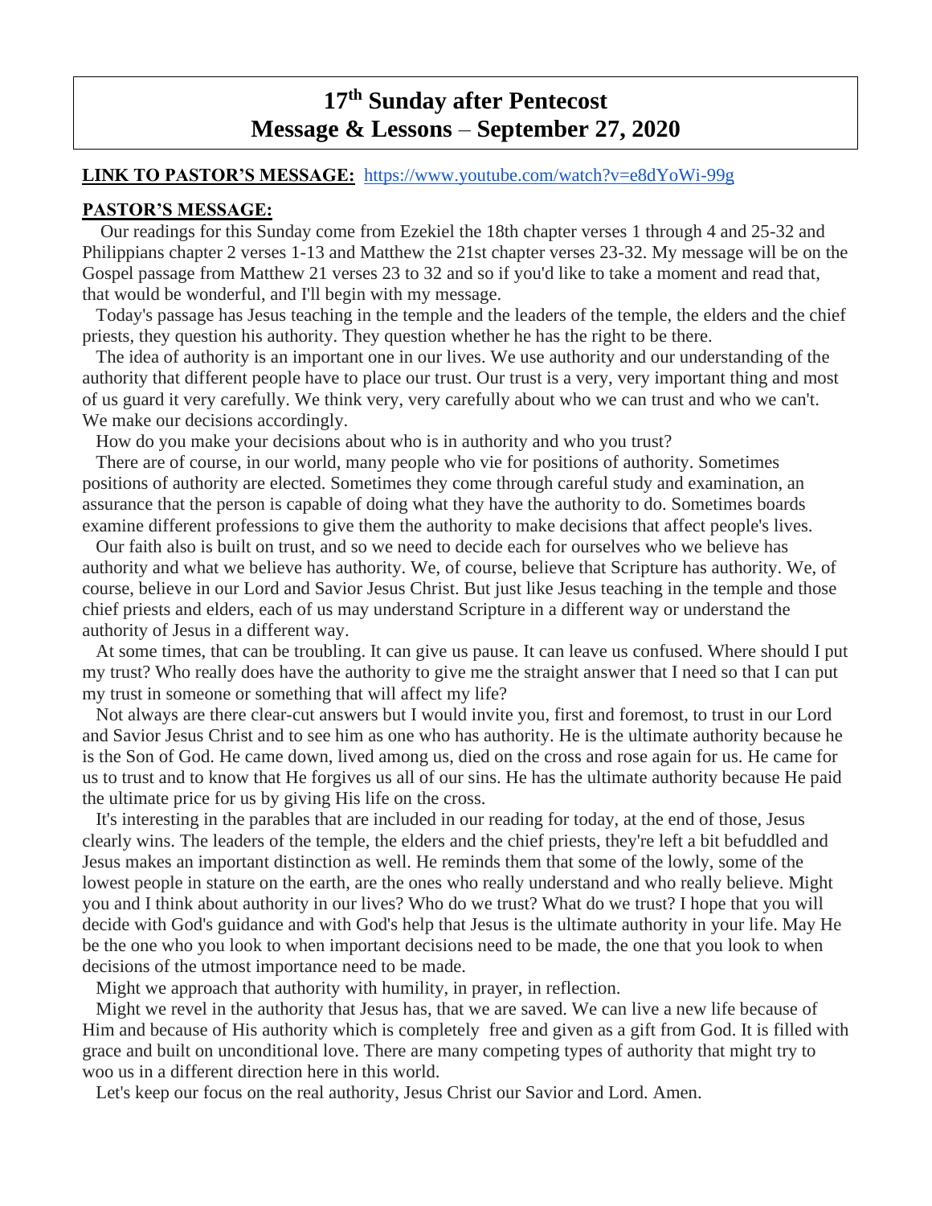# 17th Sunday after Pentecost
# Message & Lessons – September 27, 2020

**LINK TO PASTOR'S MESSAGE:** https://www.youtube.com/watch?v=e8dYoWi-99g

**PASTOR'S MESSAGE:**

Our readings for this Sunday come from Ezekiel the 18th chapter verses 1 through 4 and 25-32 and Philippians chapter 2 verses 1-13 and Matthew the 21st chapter verses 23-32. My message will be on the Gospel passage from Matthew 21 verses 23 to 32 and so if you'd like to take a moment and read that, that would be wonderful, and I'll begin with my message.

Today's passage has Jesus teaching in the temple and the leaders of the temple, the elders and the chief priests, they question his authority. They question whether he has the right to be there.

The idea of authority is an important one in our lives. We use authority and our understanding of the authority that different people have to place our trust. Our trust is a very, very important thing and most of us guard it very carefully. We think very, very carefully about who we can trust and who we can't. We make our decisions accordingly.

How do you make your decisions about who is in authority and who you trust?

There are of course, in our world, many people who vie for positions of authority. Sometimes positions of authority are elected. Sometimes they come through careful study and examination, an assurance that the person is capable of doing what they have the authority to do. Sometimes boards examine different professions to give them the authority to make decisions that affect people's lives.

Our faith also is built on trust, and so we need to decide each for ourselves who we believe has authority and what we believe has authority. We, of course, believe that Scripture has authority. We, of course, believe in our Lord and Savior Jesus Christ. But just like Jesus teaching in the temple and those chief priests and elders, each of us may understand Scripture in a different way or understand the authority of Jesus in a different way.

At some times, that can be troubling. It can give us pause. It can leave us confused. Where should I put my trust? Who really does have the authority to give me the straight answer that I need so that I can put my trust in someone or something that will affect my life?

Not always are there clear-cut answers but I would invite you, first and foremost, to trust in our Lord and Savior Jesus Christ and to see him as one who has authority. He is the ultimate authority because he is the Son of God. He came down, lived among us, died on the cross and rose again for us. He came for us to trust and to know that He forgives us all of our sins. He has the ultimate authority because He paid the ultimate price for us by giving His life on the cross.

It's interesting in the parables that are included in our reading for today, at the end of those, Jesus clearly wins. The leaders of the temple, the elders and the chief priests, they're left a bit befuddled and Jesus makes an important distinction as well. He reminds them that some of the lowly, some of the lowest people in stature on the earth, are the ones who really understand and who really believe. Might you and I think about authority in our lives? Who do we trust? What do we trust? I hope that you will decide with God's guidance and with God's help that Jesus is the ultimate authority in your life. May He be the one who you look to when important decisions need to be made, the one that you look to when decisions of the utmost importance need to be made.

Might we approach that authority with humility, in prayer, in reflection.

Might we revel in the authority that Jesus has, that we are saved. We can live a new life because of Him and because of His authority which is completely free and given as a gift from God. It is filled with grace and built on unconditional love. There are many competing types of authority that might try to woo us in a different direction here in this world.

Let's keep our focus on the real authority, Jesus Christ our Savior and Lord. Amen.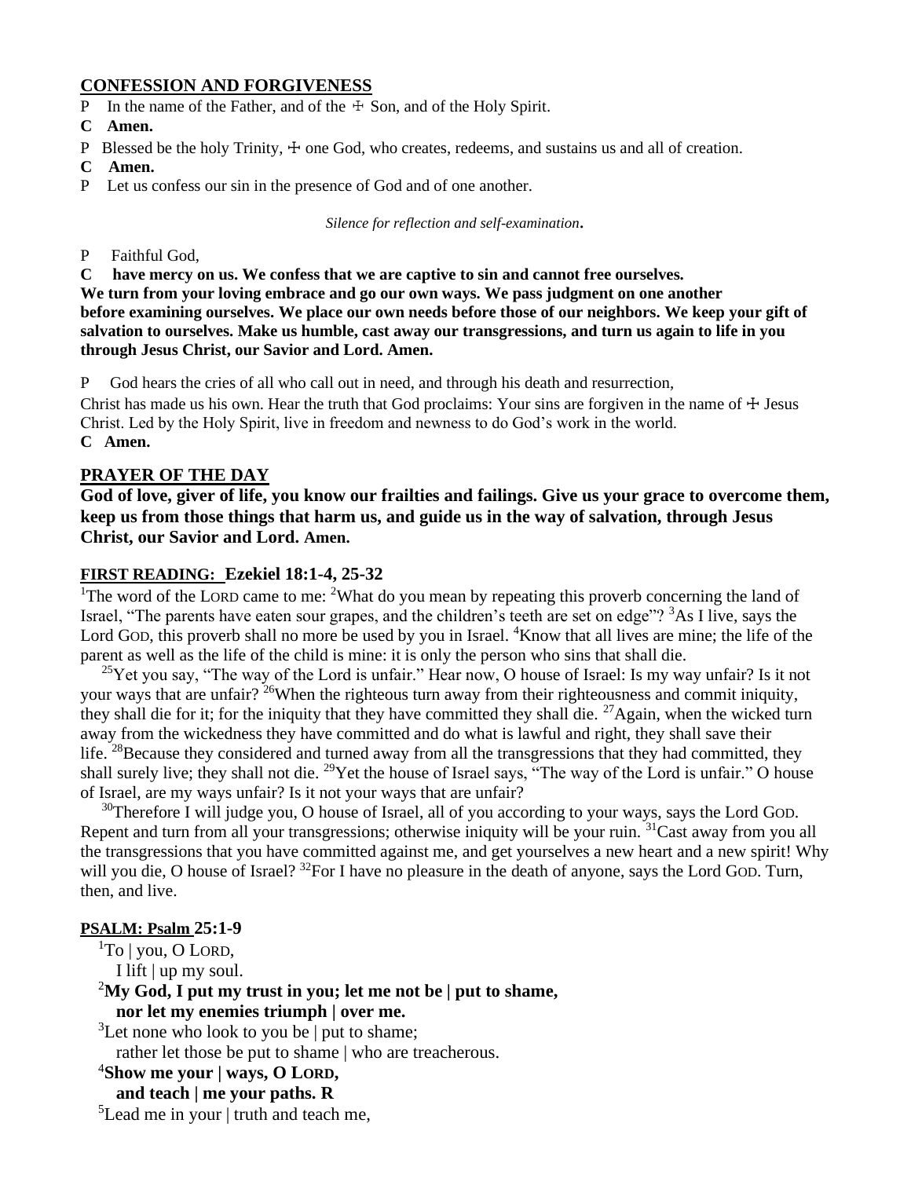## CONFESSION AND FORGIVENESS

P In the name of the Father, and of the ☩ Son, and of the Holy Spirit.

**C Amen.**

P Blessed be the holy Trinity, ☩ one God, who creates, redeems, and sustains us and all of creation.

**C Amen.**

P Let us confess our sin in the presence of God and of one another.

*Silence for reflection and self-examination.*

P Faithful God,

**C have mercy on us. We confess that we are captive to sin and cannot free ourselves. We turn from your loving embrace and go our own ways. We pass judgment on one another before examining ourselves. We place our own needs before those of our neighbors. We keep your gift of salvation to ourselves. Make us humble, cast away our transgressions, and turn us again to life in you through Jesus Christ, our Savior and Lord. Amen.**

P God hears the cries of all who call out in need, and through his death and resurrection, Christ has made us his own. Hear the truth that God proclaims: Your sins are forgiven in the name of ☩ Jesus Christ. Led by the Holy Spirit, live in freedom and newness to do God's work in the world.

**C Amen.**

## PRAYER OF THE DAY

**God of love, giver of life, you know our frailties and failings. Give us your grace to overcome them, keep us from those things that harm us, and guide us in the way of salvation, through Jesus Christ, our Savior and Lord. Amen.**

## FIRST READING: Ezekiel 18:1-4, 25-32

[1]The word of the LORD came to me: [2]What do you mean by repeating this proverb concerning the land of Israel, "The parents have eaten sour grapes, and the children's teeth are set on edge"? [3]As I live, says the Lord GOD, this proverb shall no more be used by you in Israel. [4]Know that all lives are mine; the life of the parent as well as the life of the child is mine: it is only the person who sins that shall die.

[25]Yet you say, "The way of the Lord is unfair." Hear now, O house of Israel: Is my way unfair? Is it not your ways that are unfair? [26]When the righteous turn away from their righteousness and commit iniquity, they shall die for it; for the iniquity that they have committed they shall die. [27]Again, when the wicked turn away from the wickedness they have committed and do what is lawful and right, they shall save their life. [28]Because they considered and turned away from all the transgressions that they had committed, they shall surely live; they shall not die. [29]Yet the house of Israel says, "The way of the Lord is unfair." O house of Israel, are my ways unfair? Is it not your ways that are unfair?

[30]Therefore I will judge you, O house of Israel, all of you according to your ways, says the Lord GOD. Repent and turn from all your transgressions; otherwise iniquity will be your ruin. [31]Cast away from you all the transgressions that you have committed against me, and get yourselves a new heart and a new spirit! Why will you die, O house of Israel? [32]For I have no pleasure in the death of anyone, says the Lord GOD. Turn, then, and live.

## PSALM: Psalm 25:1-9

[1]To | you, O LORD,
I lift | up my soul.

**[2]My God, I put my trust in you; let me not be | put to shame,
nor let my enemies triumph | over me.**

[3]Let none who look to you be | put to shame;
rather let those be put to shame | who are treacherous.

**[4]Show me your | ways, O LORD,
and teach | me your paths. R**

[5]Lead me in your | truth and teach me,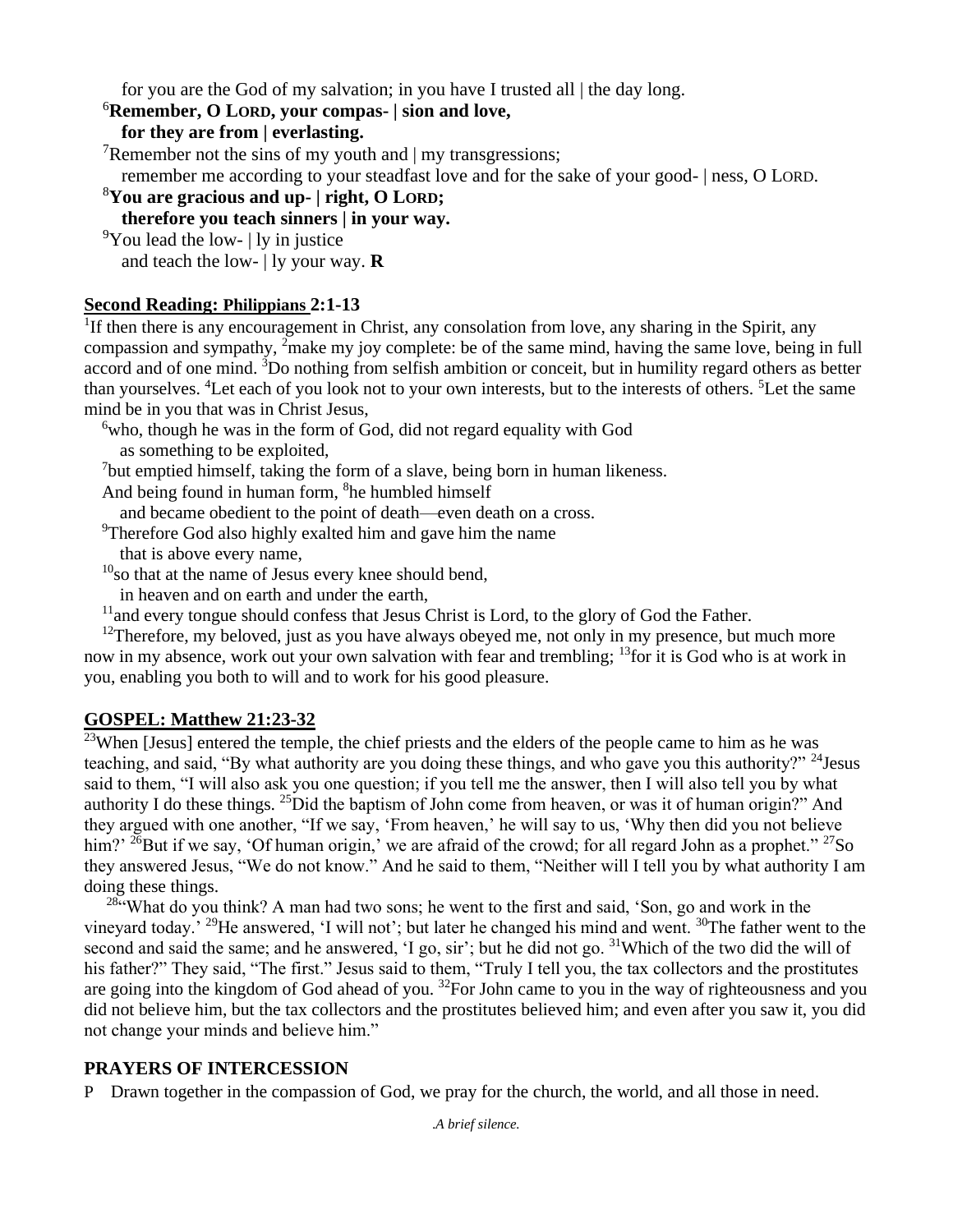for you are the God of my salvation; in you have I trusted all | the day long.

[6]**Remember, O LORD, your compas- | sion and love,**
**for they are from | everlasting.**

[7]Remember not the sins of my youth and | my transgressions;
remember me according to your steadfast love and for the sake of your good- | ness, O LORD.

[8]**You are gracious and up- | right, O LORD;**
**therefore you teach sinners | in your way.**

[9]You lead the low- | ly in justice
and teach the low- | ly your way. **R**

## Second Reading: Philippians 2:1-13

[1]If then there is any encouragement in Christ, any consolation from love, any sharing in the Spirit, any compassion and sympathy, [2]make my joy complete: be of the same mind, having the same love, being in full accord and of one mind. [3]Do nothing from selfish ambition or conceit, but in humility regard others as better than yourselves. [4]Let each of you look not to your own interests, but to the interests of others. [5]Let the same mind be in you that was in Christ Jesus,

[6]who, though he was in the form of God, did not regard equality with God
as something to be exploited,
[7]but emptied himself, taking the form of a slave, being born in human likeness.
And being found in human form, [8]he humbled himself
and became obedient to the point of death—even death on a cross.
[9]Therefore God also highly exalted him and gave him the name
that is above every name,
[10]so that at the name of Jesus every knee should bend,
in heaven and on earth and under the earth,
[11]and every tongue should confess that Jesus Christ is Lord, to the glory of God the Father.

[12]Therefore, my beloved, just as you have always obeyed me, not only in my presence, but much more now in my absence, work out your own salvation with fear and trembling; [13]for it is God who is at work in you, enabling you both to will and to work for his good pleasure.

## GOSPEL: Matthew 21:23-32

[23]When [Jesus] entered the temple, the chief priests and the elders of the people came to him as he was teaching, and said, "By what authority are you doing these things, and who gave you this authority?" [24]Jesus said to them, "I will also ask you one question; if you tell me the answer, then I will also tell you by what authority I do these things. [25]Did the baptism of John come from heaven, or was it of human origin?" And they argued with one another, "If we say, 'From heaven,' he will say to us, 'Why then did you not believe him?' [26]But if we say, 'Of human origin,' we are afraid of the crowd; for all regard John as a prophet." [27]So they answered Jesus, "We do not know." And he said to them, "Neither will I tell you by what authority I am doing these things.

[28]"What do you think? A man had two sons; he went to the first and said, 'Son, go and work in the vineyard today.' [29]He answered, 'I will not'; but later he changed his mind and went. [30]The father went to the second and said the same; and he answered, 'I go, sir'; but he did not go. [31]Which of the two did the will of his father?" They said, "The first." Jesus said to them, "Truly I tell you, the tax collectors and the prostitutes are going into the kingdom of God ahead of you. [32]For John came to you in the way of righteousness and you did not believe him, but the tax collectors and the prostitutes believed him; and even after you saw it, you did not change your minds and believe him."

## PRAYERS OF INTERCESSION

P Drawn together in the compassion of God, we pray for the church, the world, and all those in need.

*A brief silence.*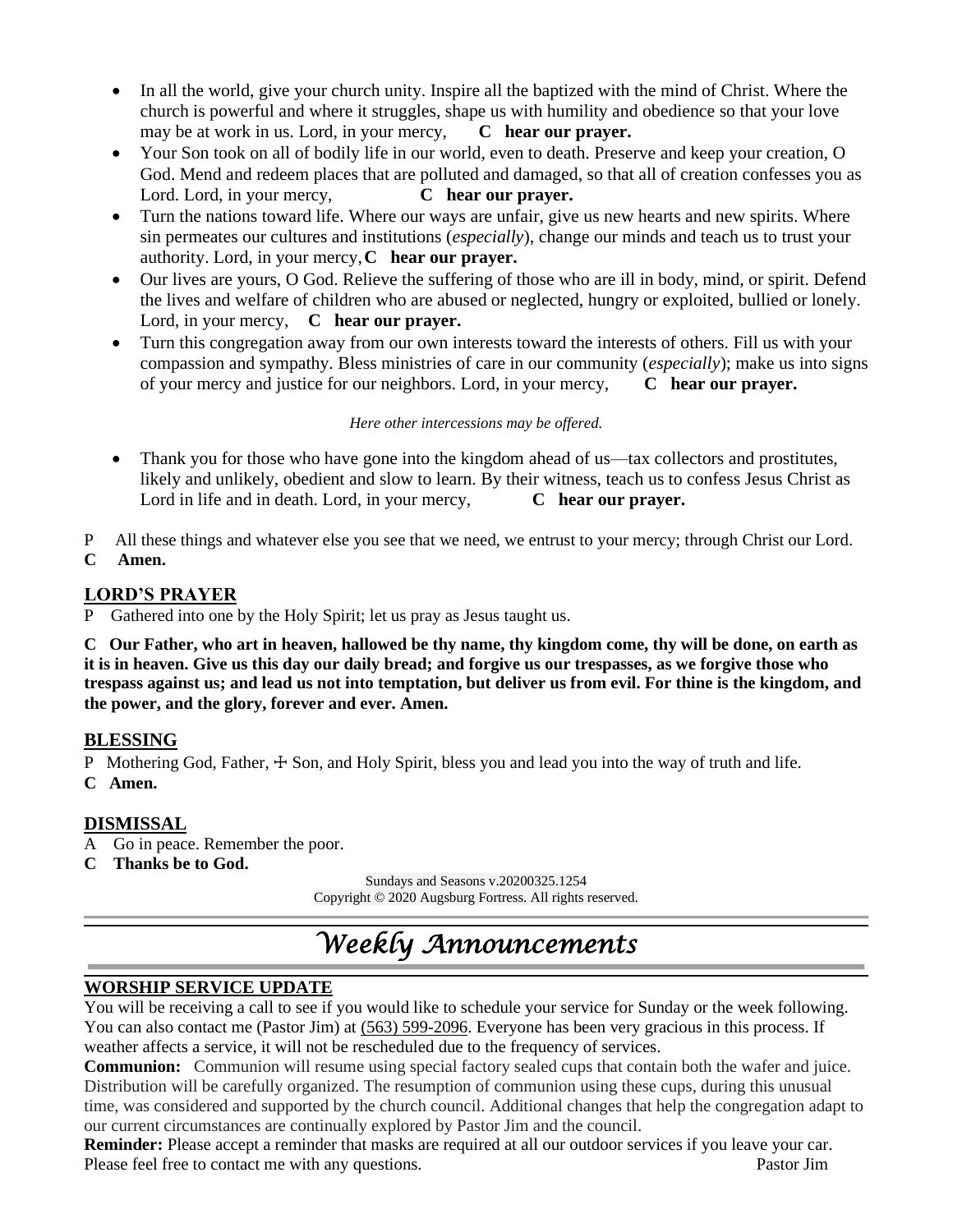- In all the world, give your church unity. Inspire all the baptized with the mind of Christ. Where the church is powerful and where it struggles, shape us with humility and obedience so that your love may be at work in us. Lord, in your mercy, **C hear our prayer.**
- Your Son took on all of bodily life in our world, even to death. Preserve and keep your creation, O God. Mend and redeem places that are polluted and damaged, so that all of creation confesses you as Lord. Lord, in your mercy, **C hear our prayer.**
- Turn the nations toward life. Where our ways are unfair, give us new hearts and new spirits. Where sin permeates our cultures and institutions (*especially*), change our minds and teach us to trust your authority. Lord, in your mercy, **C hear our prayer.**
- Our lives are yours, O God. Relieve the suffering of those who are ill in body, mind, or spirit. Defend the lives and welfare of children who are abused or neglected, hungry or exploited, bullied or lonely. Lord, in your mercy, **C hear our prayer.**
- Turn this congregation away from our own interests toward the interests of others. Fill us with your compassion and sympathy. Bless ministries of care in our community (*especially*); make us into signs of your mercy and justice for our neighbors. Lord, in your mercy, **C hear our prayer.**

*Here other intercessions may be offered.*

- Thank you for those who have gone into the kingdom ahead of us—tax collectors and prostitutes, likely and unlikely, obedient and slow to learn. By their witness, teach us to confess Jesus Christ as Lord in life and in death. Lord, in your mercy, **C hear our prayer.**

P All these things and whatever else you see that we need, we entrust to your mercy; through Christ our Lord.
**C Amen.**

## LORD'S PRAYER

P Gathered into one by the Holy Spirit; let us pray as Jesus taught us.

**C Our Father, who art in heaven, hallowed be thy name, thy kingdom come, thy will be done, on earth as it is in heaven. Give us this day our daily bread; and forgive us our trespasses, as we forgive those who trespass against us; and lead us not into temptation, but deliver us from evil. For thine is the kingdom, and the power, and the glory, forever and ever. Amen.**

## BLESSING

P Mothering God, Father, ☩ Son, and Holy Spirit, bless you and lead you into the way of truth and life.
**C Amen.**

## DISMISSAL

A Go in peace. Remember the poor.
**C Thanks be to God.**

Sundays and Seasons v.20200325.1254
Copyright © 2020 Augsburg Fortress. All rights reserved.

# *Weekly Announcements*

## WORSHIP SERVICE UPDATE

You will be receiving a call to see if you would like to schedule your service for Sunday or the week following. You can also contact me (Pastor Jim) at (563) 599-2096. Everyone has been very gracious in this process. If weather affects a service, it will not be rescheduled due to the frequency of services.

**Communion:** Communion will resume using special factory sealed cups that contain both the wafer and juice. Distribution will be carefully organized. The resumption of communion using these cups, during this unusual time, was considered and supported by the church council. Additional changes that help the congregation adapt to our current circumstances are continually explored by Pastor Jim and the council.

**Reminder:** Please accept a reminder that masks are required at all our outdoor services if you leave your car. Please feel free to contact me with any questions. Pastor Jim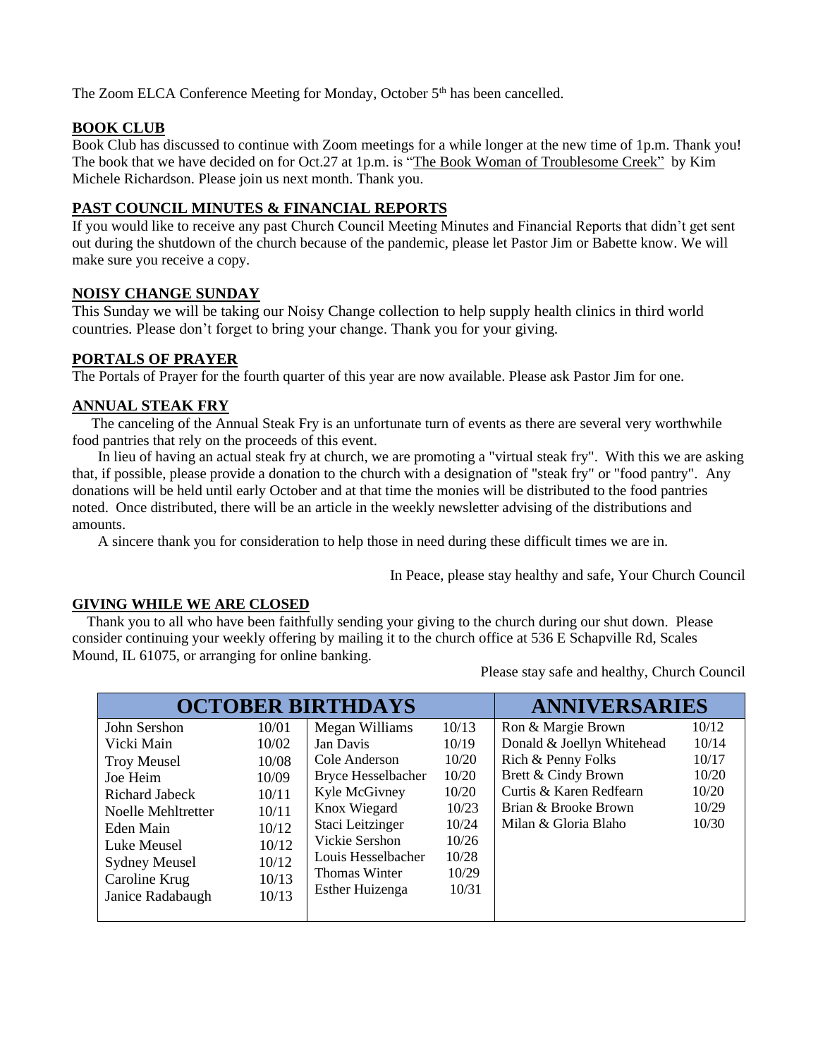The Zoom ELCA Conference Meeting for Monday, October 5th has been cancelled.

## BOOK CLUB

Book Club has discussed to continue with Zoom meetings for a while longer at the new time of 1p.m. Thank you! The book that we have decided on for Oct.27 at 1p.m. is "The Book Woman of Troublesome Creek" by Kim Michele Richardson. Please join us next month. Thank you.

## PAST COUNCIL MINUTES & FINANCIAL REPORTS

If you would like to receive any past Church Council Meeting Minutes and Financial Reports that didn't get sent out during the shutdown of the church because of the pandemic, please let Pastor Jim or Babette know. We will make sure you receive a copy.

## NOISY CHANGE SUNDAY

This Sunday we will be taking our Noisy Change collection to help supply health clinics in third world countries. Please don't forget to bring your change. Thank you for your giving.

## PORTALS OF PRAYER

The Portals of Prayer for the fourth quarter of this year are now available. Please ask Pastor Jim for one.

## ANNUAL STEAK FRY

The canceling of the Annual Steak Fry is an unfortunate turn of events as there are several very worthwhile food pantries that rely on the proceeds of this event.

In lieu of having an actual steak fry at church, we are promoting a "virtual steak fry". With this we are asking that, if possible, please provide a donation to the church with a designation of "steak fry" or "food pantry". Any donations will be held until early October and at that time the monies will be distributed to the food pantries noted. Once distributed, there will be an article in the weekly newsletter advising of the distributions and amounts.

A sincere thank you for consideration to help those in need during these difficult times we are in.

In Peace, please stay healthy and safe, Your Church Council

## GIVING WHILE WE ARE CLOSED

Thank you to all who have been faithfully sending your giving to the church during our shut down. Please consider continuing your weekly offering by mailing it to the church office at 536 E Schapville Rd, Scales Mound, IL 61075, or arranging for online banking.

Please stay safe and healthy, Church Council

| OCTOBER BIRTHDAYS | | | | ANNIVERSARIES | |
|---|---|---|---|---|---|
| John Sershon | 10/01 | Megan Williams | 10/13 | Ron & Margie Brown | 10/12 |
| Vicki Main | 10/02 | Jan Davis | 10/19 | Donald & Joellyn Whitehead | 10/14 |
| Troy Meusel | 10/08 | Cole Anderson | 10/20 | Rich & Penny Folks | 10/17 |
| Joe Heim | 10/09 | Bryce Hesselbacher | 10/20 | Brett & Cindy Brown | 10/20 |
| Richard Jabeck | 10/11 | Kyle McGivney | 10/20 | Curtis & Karen Redfearn | 10/20 |
| Noelle Mehltretter | 10/11 | Knox Wiegard | 10/23 | Brian & Brooke Brown | 10/29 |
| Eden Main | 10/12 | Staci Leitzinger | 10/24 | Milan & Gloria Blaho | 10/30 |
| Luke Meusel | 10/12 | Vickie Sershon | 10/26 | | |
| Sydney Meusel | 10/12 | Louis Hesselbacher | 10/28 | | |
| Caroline Krug | 10/13 | Thomas Winter | 10/29 | | |
| Janice Radabaugh | 10/13 | Esther Huizenga | 10/31 | | |